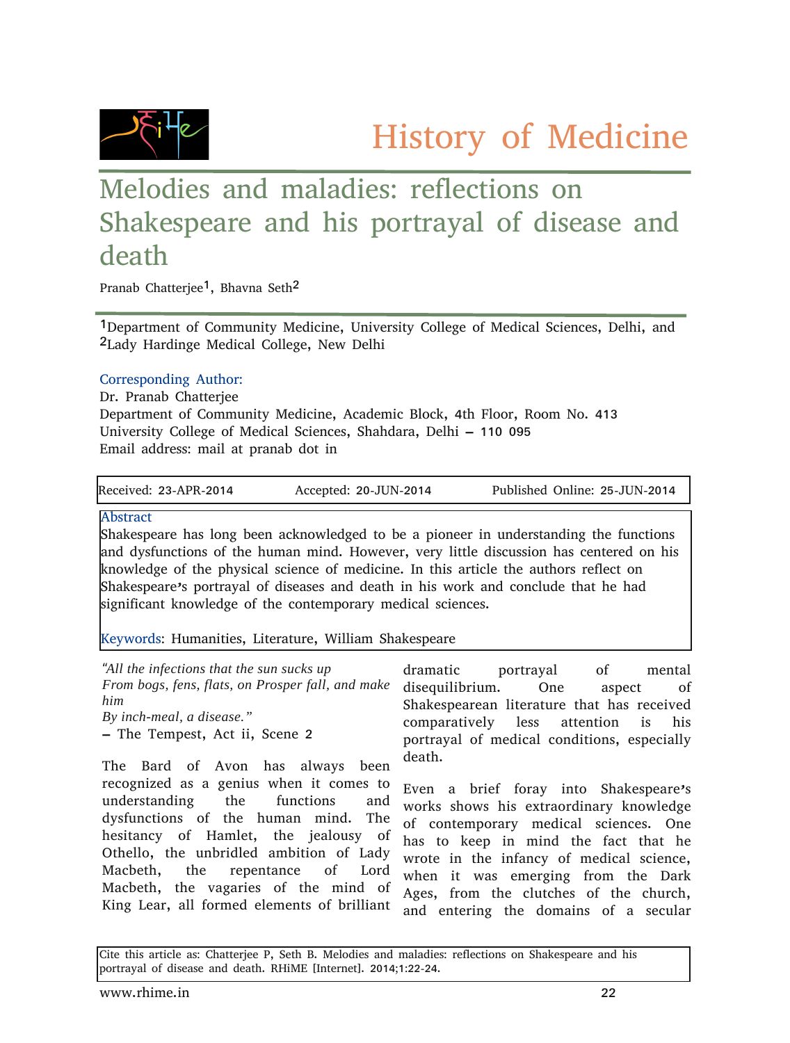# History of Medicine

## Melodies and maladies: reflections on Shakespeare and his portrayal of disease and death

Pranab Chatterjee[1], Bhavna Seth[2]

[1]Department of Community Medicine, University College of Medical Sciences, Delhi, and [2]Lady Hardinge Medical College, New Delhi

Corresponding Author:
Dr. Pranab Chatterjee
Department of Community Medicine, Academic Block, 4th Floor, Room No. 413
University College of Medical Sciences, Shahdara, Delhi – 110 095
Email address: mail at pranab dot in

Received: 23-APR-2014 | Accepted: 20-JUN-2014 | Published Online: 25-JUN-2014

**Abstract**

Shakespeare has long been acknowledged to be a pioneer in understanding the functions and dysfunctions of the human mind. However, very little discussion has centered on his knowledge of the physical science of medicine. In this article the authors reflect on Shakespeare's portrayal of diseases and death in his work and conclude that he had significant knowledge of the contemporary medical sciences.

**Keywords**: Humanities, Literature, William Shakespeare

*"All the infections that the sun sucks up*
*From bogs, fens, flats, on Prosper fall, and make him*
*By inch-meal, a disease."*
– The Tempest, Act ii, Scene 2

The Bard of Avon has always been recognized as a genius when it comes to understanding the functions and dysfunctions of the human mind. The hesitancy of Hamlet, the jealousy of Othello, the unbridled ambition of Lady Macbeth, the repentance of Lord Macbeth, the vagaries of the mind of King Lear, all formed elements of brilliant dramatic portrayal of mental disequilibrium. One aspect of Shakespearean literature that has received comparatively less attention is his portrayal of medical conditions, especially death.

Even a brief foray into Shakespeare's works shows his extraordinary knowledge of contemporary medical sciences. One has to keep in mind the fact that he wrote in the infancy of medical science, when it was emerging from the Dark Ages, from the clutches of the church, and entering the domains of a secular

Cite this article as: Chatterjee P, Seth B. Melodies and maladies: reflections on Shakespeare and his portrayal of disease and death. RHiME [Internet]. 2014;1:22-24.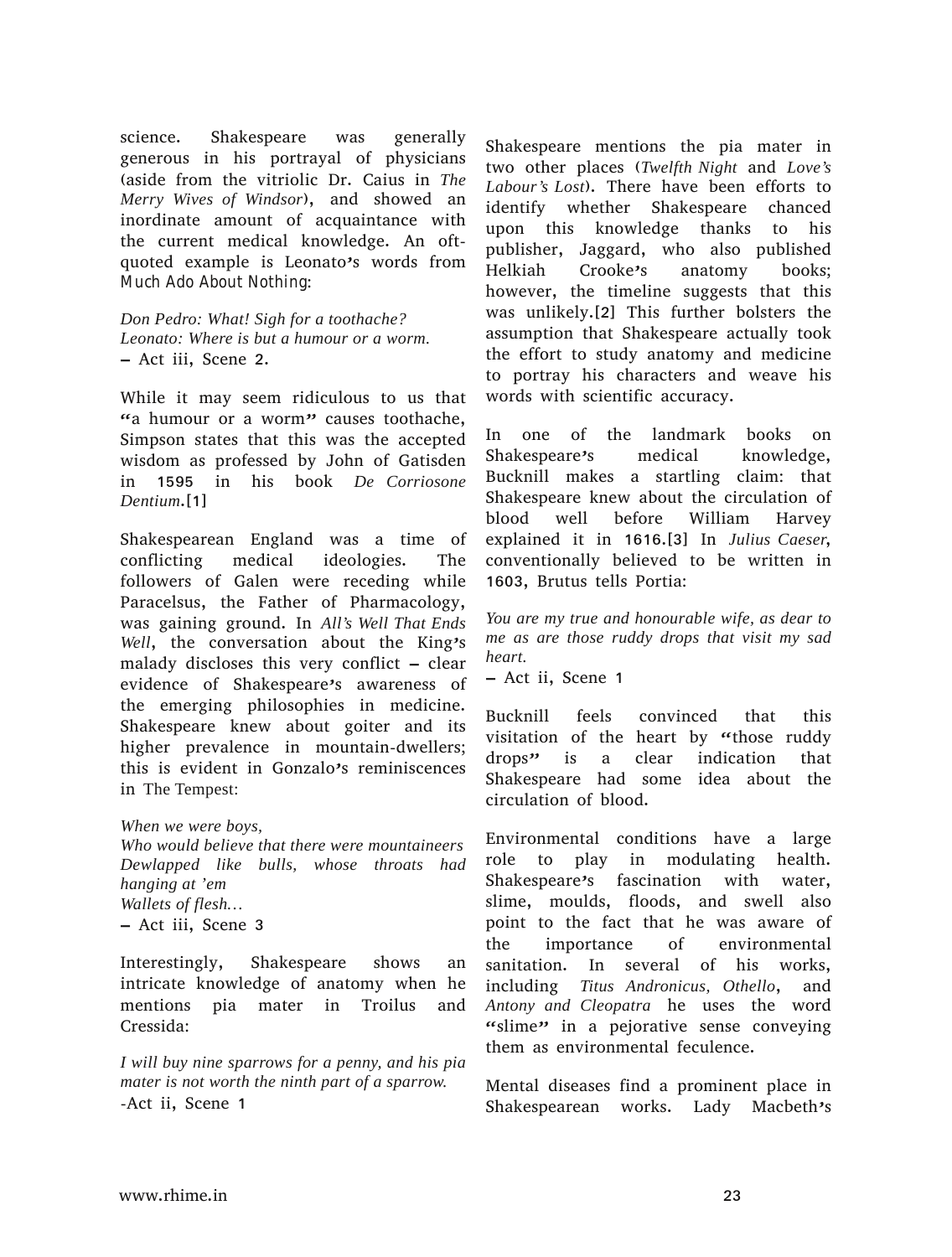science. Shakespeare was generally generous in his portrayal of physicians (aside from the vitriolic Dr. Caius in *The Merry Wives of Windsor*), and showed an inordinate amount of acquaintance with the current medical knowledge. An oft-quoted example is Leonato's words from *Much Ado About Nothing*:

*Don Pedro: What! Sigh for a toothache?*
*Leonato: Where is but a humour or a worm.*
– Act iii, Scene 2.

While it may seem ridiculous to us that "a humour or a worm" causes toothache, Simpson states that this was the accepted wisdom as professed by John of Gatisden in 1595 in his book *De Corriosone Dentium*.[1]

Shakespearean England was a time of conflicting medical ideologies. The followers of Galen were receding while Paracelsus, the Father of Pharmacology, was gaining ground. In *All's Well That Ends Well*, the conversation about the King's malady discloses this very conflict – clear evidence of Shakespeare's awareness of the emerging philosophies in medicine. Shakespeare knew about goiter and its higher prevalence in mountain-dwellers; this is evident in Gonzalo's reminiscences in The Tempest:

*When we were boys,*
*Who would believe that there were mountaineers Dewlapped like bulls, whose throats had hanging at 'em*
*Wallets of flesh…*
– Act iii, Scene 3

Interestingly, Shakespeare shows an intricate knowledge of anatomy when he mentions pia mater in Troilus and Cressida:

*I will buy nine sparrows for a penny, and his pia mater is not worth the ninth part of a sparrow.*
-Act ii, Scene 1

Shakespeare mentions the pia mater in two other places (*Twelfth Night* and *Love's Labour's Lost*). There have been efforts to identify whether Shakespeare chanced upon this knowledge thanks to his publisher, Jaggard, who also published Helkiah Crooke's anatomy books; however, the timeline suggests that this was unlikely.[2] This further bolsters the assumption that Shakespeare actually took the effort to study anatomy and medicine to portray his characters and weave his words with scientific accuracy.

In one of the landmark books on Shakespeare's medical knowledge, Bucknill makes a startling claim: that Shakespeare knew about the circulation of blood well before William Harvey explained it in 1616.[3] In *Julius Caeser*, conventionally believed to be written in 1603, Brutus tells Portia:

*You are my true and honourable wife, as dear to me as are those ruddy drops that visit my sad heart.*
– Act ii, Scene 1

Bucknill feels convinced that this visitation of the heart by "those ruddy drops" is a clear indication that Shakespeare had some idea about the circulation of blood.

Environmental conditions have a large role to play in modulating health. Shakespeare's fascination with water, slime, moulds, floods, and swell also point to the fact that he was aware of the importance of environmental sanitation. In several of his works, including *Titus Andronicus, Othello*, and *Antony and Cleopatra* he uses the word "slime" in a pejorative sense conveying them as environmental feculence.

Mental diseases find a prominent place in Shakespearean works. Lady Macbeth's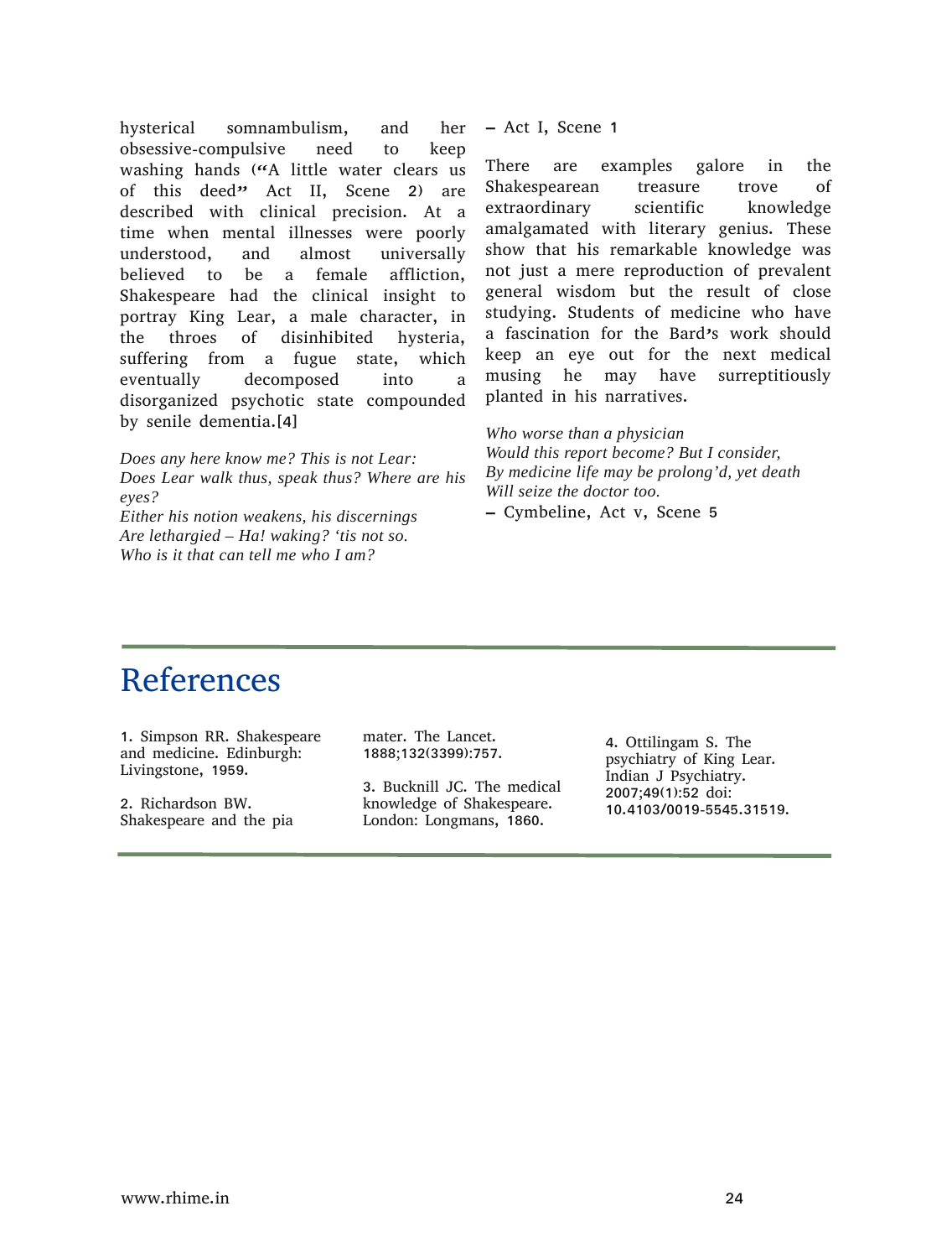hysterical somnambulism, and her obsessive-compulsive need to keep washing hands ("A little water clears us of this deed" Act II, Scene 2) are described with clinical precision. At a time when mental illnesses were poorly understood, and almost universally believed to be a female affliction, Shakespeare had the clinical insight to portray King Lear, a male character, in the throes of disinhibited hysteria, suffering from a fugue state, which eventually decomposed into a disorganized psychotic state compounded by senile dementia.[4]

*Does any here know me? This is not Lear:*
*Does Lear walk thus, speak thus? Where are his eyes?*
*Either his notion weakens, his discernings*
*Are lethargied – Ha! waking? 'tis not so.*
*Who is it that can tell me who I am?*

– Act I, Scene 1

There are examples galore in the Shakespearean treasure trove of extraordinary scientific knowledge amalgamated with literary genius. These show that his remarkable knowledge was not just a mere reproduction of prevalent general wisdom but the result of close studying. Students of medicine who have a fascination for the Bard's work should keep an eye out for the next medical musing he may have surreptitiously planted in his narratives.

*Who worse than a physician*
*Would this report become? But I consider,*
*By medicine life may be prolong'd, yet death*
*Will seize the doctor too.*

– Cymbeline, Act v, Scene 5

# References

1. Simpson RR. Shakespeare and medicine. Edinburgh: Livingstone, 1959.

2. Richardson BW. Shakespeare and the pia mater. The Lancet. 1888;132(3399):757.

3. Bucknill JC. The medical knowledge of Shakespeare. London: Longmans, 1860.

4. Ottilingam S. The psychiatry of King Lear. Indian J Psychiatry. 2007;49(1):52 doi: 10.4103/0019-5545.31519.